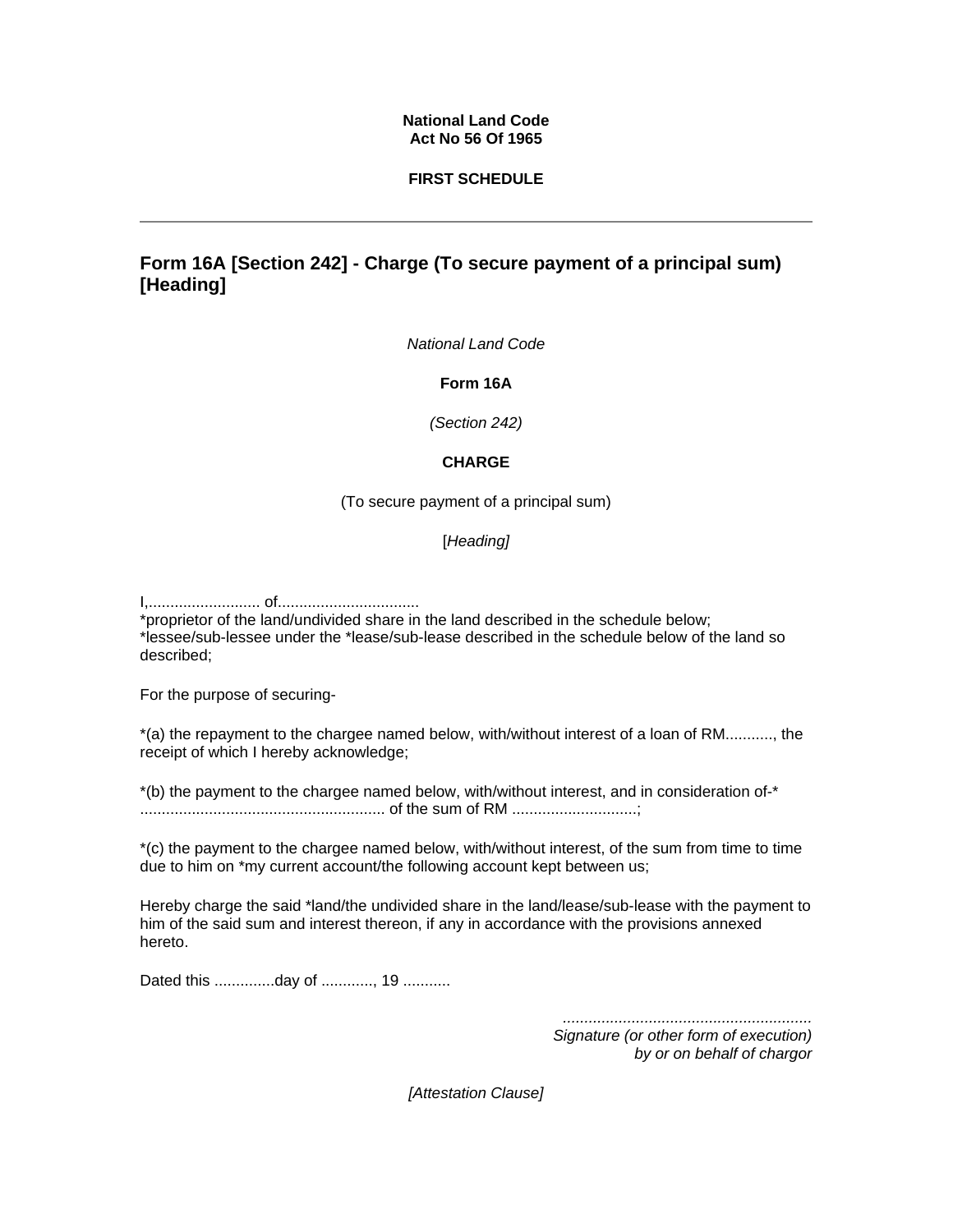**National Land Code**
**Act No 56 Of 1965**

**FIRST SCHEDULE**

---

## Form 16A [Section 242] - Charge (To secure payment of a principal sum) [Heading]

*National Land Code*

**Form 16A**

*(Section 242)*

**CHARGE**

(To secure payment of a principal sum)

[*Heading]*

I,.......................... of.................................
*proprietor of the land/undivided share in the land described in the schedule below;
*lessee/sub-lessee under the *lease/sub-lease described in the schedule below of the land so described;

For the purpose of securing-

*(a) the repayment to the chargee named below, with/without interest of a loan of RM..........., the receipt of which I hereby acknowledge;

*(b) the payment to the chargee named below, with/without interest, and in consideration of-* ......................................................... of the sum of RM .............................;

*(c) the payment to the chargee named below, with/without interest, of the sum from time to time due to him on *my current account/the following account kept between us;

Hereby charge the said *land/the undivided share in the land/lease/sub-lease with the payment to him of the said sum and interest thereon, if any in accordance with the provisions annexed hereto.

Dated this ..............day of ............, 19 ...........

..........................................................
*Signature (or other form of execution)*
*by or on behalf of chargor*

*[Attestation Clause]*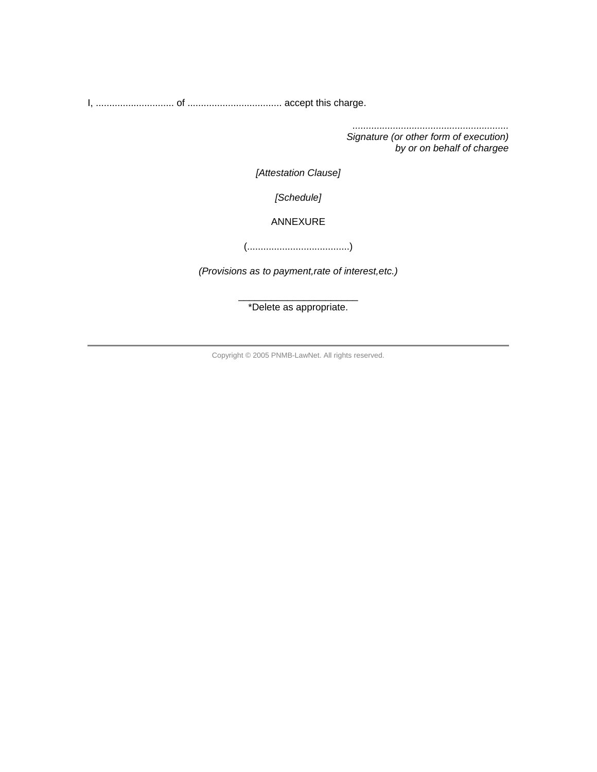I, ............................. of ................................... accept this charge.

..........................................................
*Signature (or other form of execution)*
*by or on behalf of chargee*

*[Attestation Clause]*

*[Schedule]*

ANNEXURE

(......................................)

*(Provisions as to payment,rate of interest,etc.)*

______________________
*Delete as appropriate.

Copyright © 2005 PNMB-LawNet. All rights reserved.